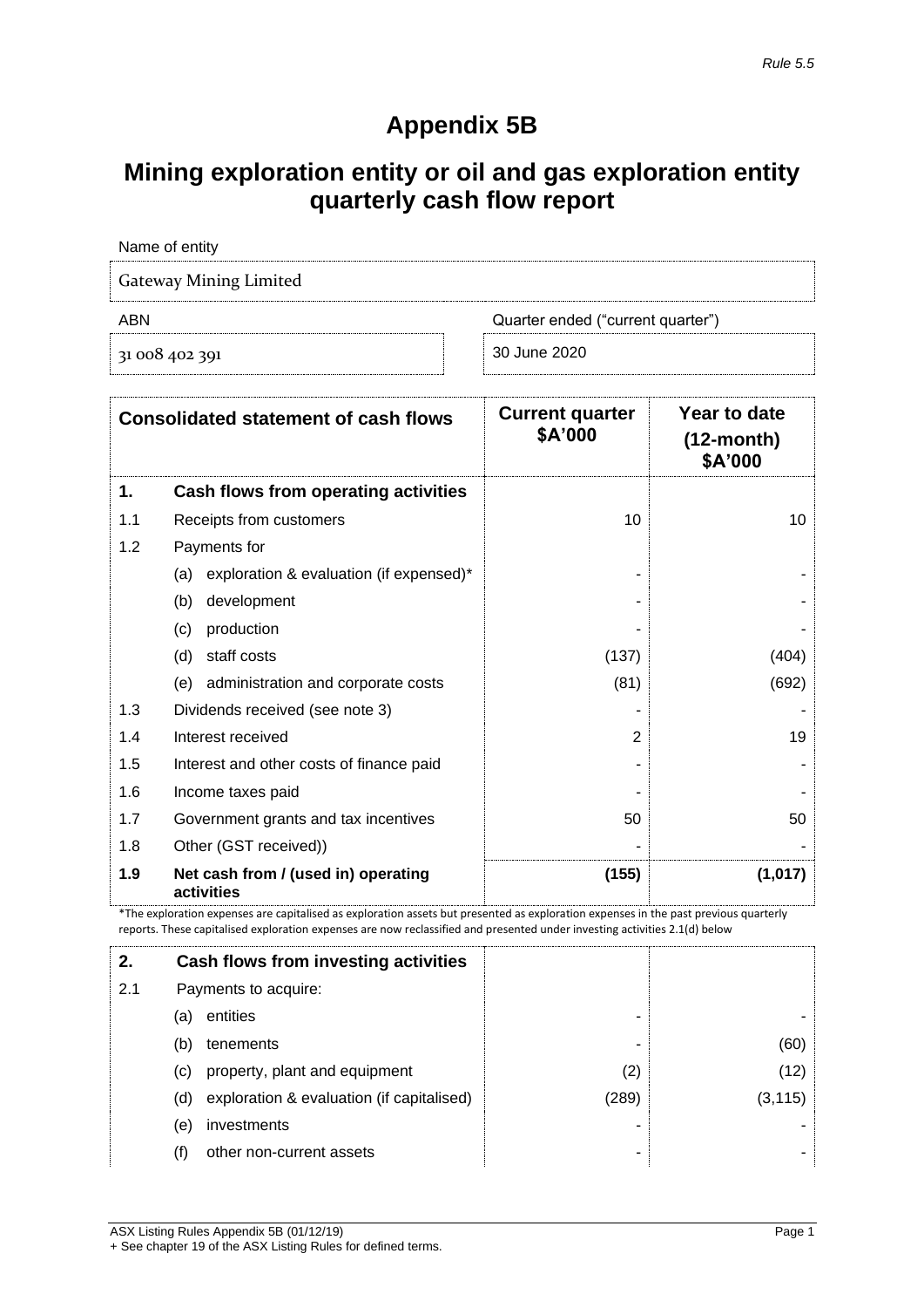*Rule 5.5*

# Appendix 5B

## Mining exploration entity or oil and gas exploration entity quarterly cash flow report

| Name of entity | |
|---|---|
| Gateway Mining Limited | |
| **ABN** | **Quarter ended ("current quarter")** |
| 31 008 402 391 | 30 June 2020 |

| | Consolidated statement of cash flows | Current quarter $A'000 | Year to date (12-month) $A'000 |
|---|---|---|---|
| **1.** | **Cash flows from operating activities** | | |
| 1.1 | Receipts from customers | 10 | 10 |
| 1.2 | Payments for | | |
| | (a) exploration & evaluation (if expensed)* | - | - |
| | (b) development | - | - |
| | (c) production | - | - |
| | (d) staff costs | (137) | (404) |
| | (e) administration and corporate costs | (81) | (692) |
| 1.3 | Dividends received (see note 3) | - | - |
| 1.4 | Interest received | 2 | 19 |
| 1.5 | Interest and other costs of finance paid | - | - |
| 1.6 | Income taxes paid | - | - |
| 1.7 | Government grants and tax incentives | 50 | 50 |
| 1.8 | Other (GST received)) | - | - |
| **1.9** | **Net cash from / (used in) operating activities** | **(155)** | **(1,017)** |

*The exploration expenses are capitalised as exploration assets but presented as exploration expenses in the past previous quarterly reports. These capitalised exploration expenses are now reclassified and presented under investing activities 2.1(d) below

| | | | |
|---|---|---|---|
| **2.** | **Cash flows from investing activities** | | |
| 2.1 | Payments to acquire: | | |
| | (a) entities | - | - |
| | (b) tenements | - | (60) |
| | (c) property, plant and equipment | (2) | (12) |
| | (d) exploration & evaluation (if capitalised) | (289) | (3,115) |
| | (e) investments | - | - |
| | (f) other non-current assets | - | - |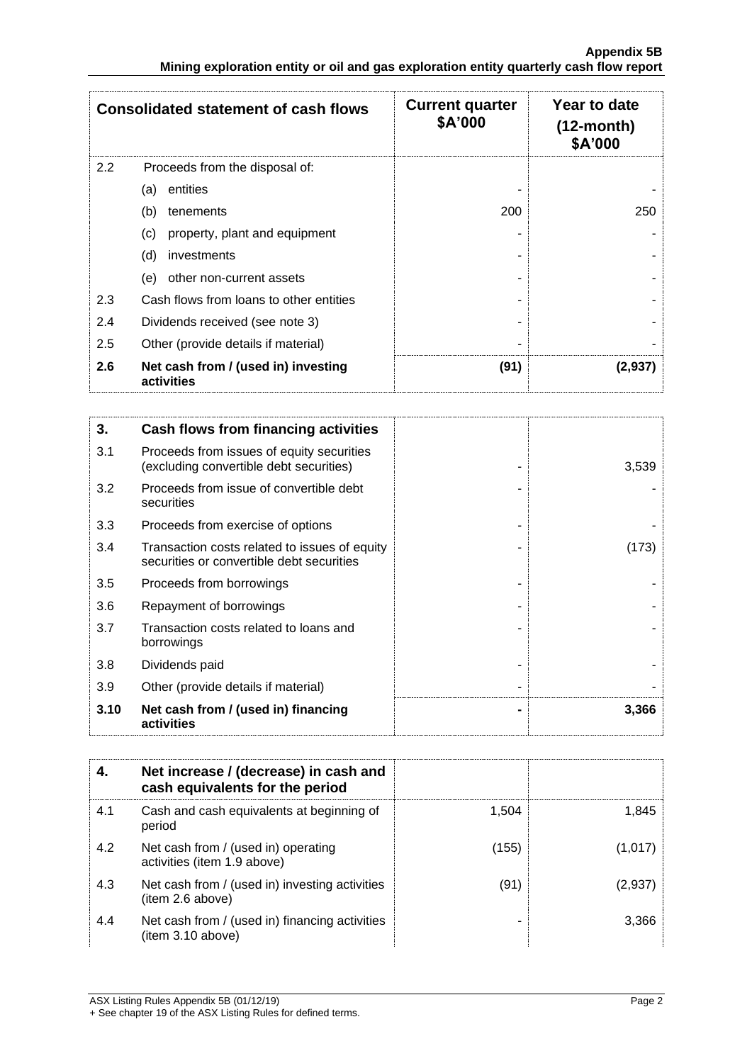| Consolidated statement of cash flows | | Current quarter $A'000 | Year to date (12-month) $A'000 |
|---|---|---|---|
| 2.2 | Proceeds from the disposal of: | | |
| | (a) entities | - | - |
| | (b) tenements | 200 | 250 |
| | (c) property, plant and equipment | - | - |
| | (d) investments | - | - |
| | (e) other non-current assets | - | - |
| 2.3 | Cash flows from loans to other entities | - | - |
| 2.4 | Dividends received (see note 3) | - | - |
| 2.5 | Other (provide details if material) | - | - |
| **2.6** | **Net cash from / (used in) investing activities** | **(91)** | **(2,937)** |

| **3.** | **Cash flows from financing activities** | | |
|---|---|---|---|
| 3.1 | Proceeds from issues of equity securities (excluding convertible debt securities) | - | 3,539 |
| 3.2 | Proceeds from issue of convertible debt securities | - | - |
| 3.3 | Proceeds from exercise of options | - | - |
| 3.4 | Transaction costs related to issues of equity securities or convertible debt securities | - | (173) |
| 3.5 | Proceeds from borrowings | - | - |
| 3.6 | Repayment of borrowings | - | - |
| 3.7 | Transaction costs related to loans and borrowings | - | - |
| 3.8 | Dividends paid | - | - |
| 3.9 | Other (provide details if material) | - | - |
| **3.10** | **Net cash from / (used in) financing activities** | **-** | **3,366** |

| **4.** | **Net increase / (decrease) in cash and cash equivalents for the period** | | |
|---|---|---|---|
| 4.1 | Cash and cash equivalents at beginning of period | 1,504 | 1,845 |
| 4.2 | Net cash from / (used in) operating activities (item 1.9 above) | (155) | (1,017) |
| 4.3 | Net cash from / (used in) investing activities (item 2.6 above) | (91) | (2,937) |
| 4.4 | Net cash from / (used in) financing activities (item 3.10 above) | - | 3,366 |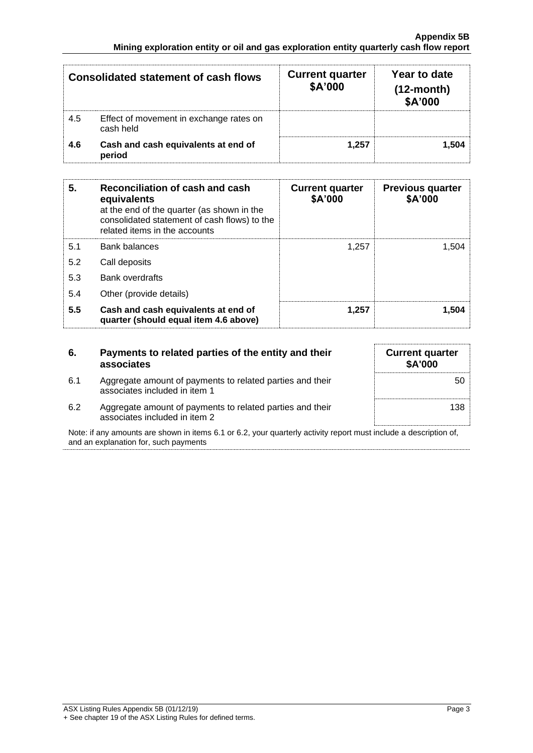| Consolidated statement of cash flows | | Current quarter $A'000 | Year to date (12-month) $A'000 |
|---|---|---|---|
| 4.5 | Effect of movement in exchange rates on cash held | | |
| **4.6** | **Cash and cash equivalents at end of period** | **1,257** | **1,504** |

| 5. | **Reconciliation of cash and cash equivalents** at the end of the quarter (as shown in the consolidated statement of cash flows) to the related items in the accounts | Current quarter $A'000 | Previous quarter $A'000 |
|---|---|---|---|
| 5.1 | Bank balances | 1,257 | 1,504 |
| 5.2 | Call deposits | | |
| 5.3 | Bank overdrafts | | |
| 5.4 | Other (provide details) | | |
| **5.5** | **Cash and cash equivalents at end of quarter (should equal item 4.6 above)** | **1,257** | **1,504** |

| 6. | Payments to related parties of the entity and their associates | Current quarter $A'000 |
|---|---|---|
| 6.1 | Aggregate amount of payments to related parties and their associates included in item 1 | 50 |
| 6.2 | Aggregate amount of payments to related parties and their associates included in item 2 | 138 |

Note: if any amounts are shown in items 6.1 or 6.2, your quarterly activity report must include a description of, and an explanation for, such payments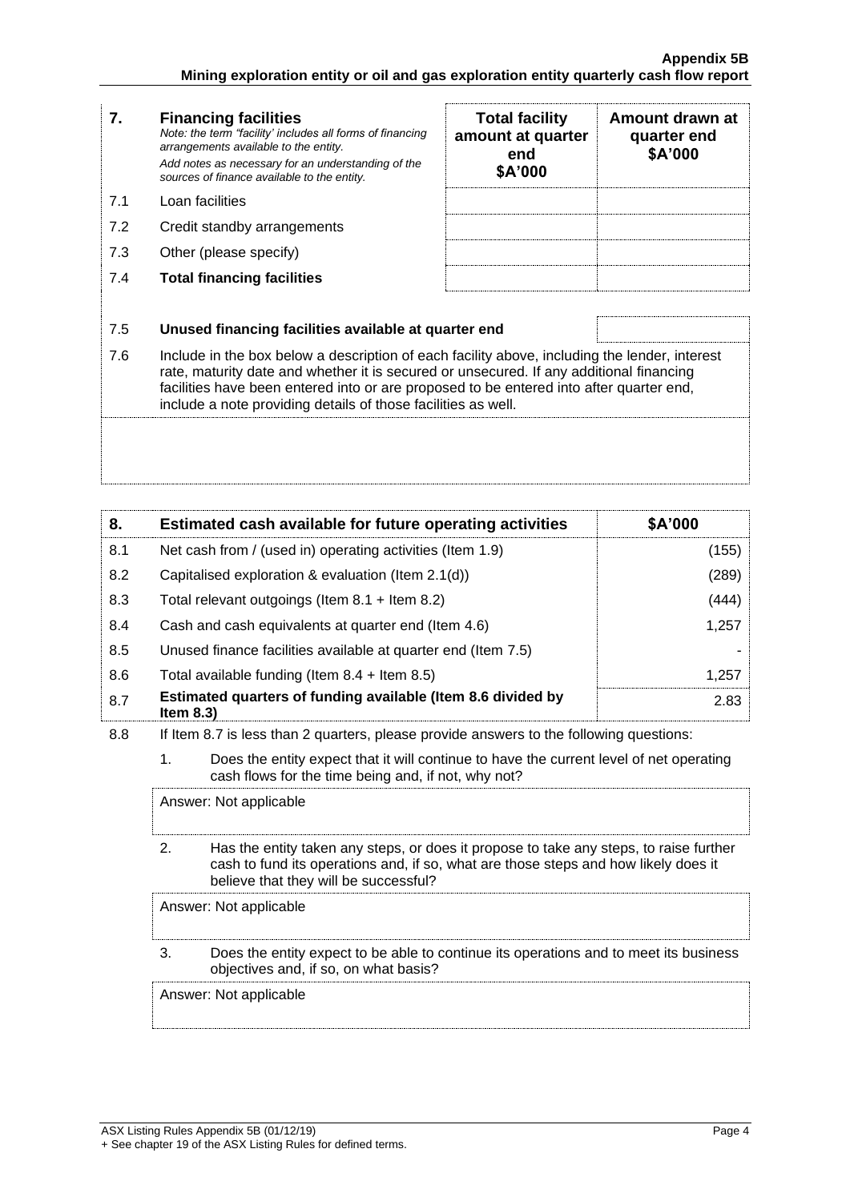| 7. | **Financing facilities** *Note: the term "facility' includes all forms of financing arrangements available to the entity.* *Add notes as necessary for an understanding of the sources of finance available to the entity.* | **Total facility amount at quarter end $A'000** | **Amount drawn at quarter end $A'000** |
|---|---|---|---|
| 7.1 | Loan facilities | | |
| 7.2 | Credit standby arrangements | | |
| 7.3 | Other (please specify) | | |
| 7.4 | **Total financing facilities** | | |

| | | |
|---|---|---|
| 7.5 | **Unused financing facilities available at quarter end** | |

7.6 Include in the box below a description of each facility above, including the lender, interest rate, maturity date and whether it is secured or unsecured. If any additional financing facilities have been entered into or are proposed to be entered into after quarter end, include a note providing details of those facilities as well.

| 8. | Estimated cash available for future operating activities | $A'000 |
|---|---|---|
| 8.1 | Net cash from / (used in) operating activities (Item 1.9) | (155) |
| 8.2 | Capitalised exploration & evaluation (Item 2.1(d)) | (289) |
| 8.3 | Total relevant outgoings (Item 8.1 + Item 8.2) | (444) |
| 8.4 | Cash and cash equivalents at quarter end (Item 4.6) | 1,257 |
| 8.5 | Unused finance facilities available at quarter end (Item 7.5) | - |
| 8.6 | Total available funding (Item 8.4 + Item 8.5) | 1,257 |
| 8.7 | **Estimated quarters of funding available (Item 8.6 divided by Item 8.3)** | 2.83 |

8.8 If Item 8.7 is less than 2 quarters, please provide answers to the following questions:

1. Does the entity expect that it will continue to have the current level of net operating cash flows for the time being and, if not, why not?

   Answer: Not applicable

2. Has the entity taken any steps, or does it propose to take any steps, to raise further cash to fund its operations and, if so, what are those steps and how likely does it believe that they will be successful?

   Answer: Not applicable

3. Does the entity expect to be able to continue its operations and to meet its business objectives and, if so, on what basis?

   Answer: Not applicable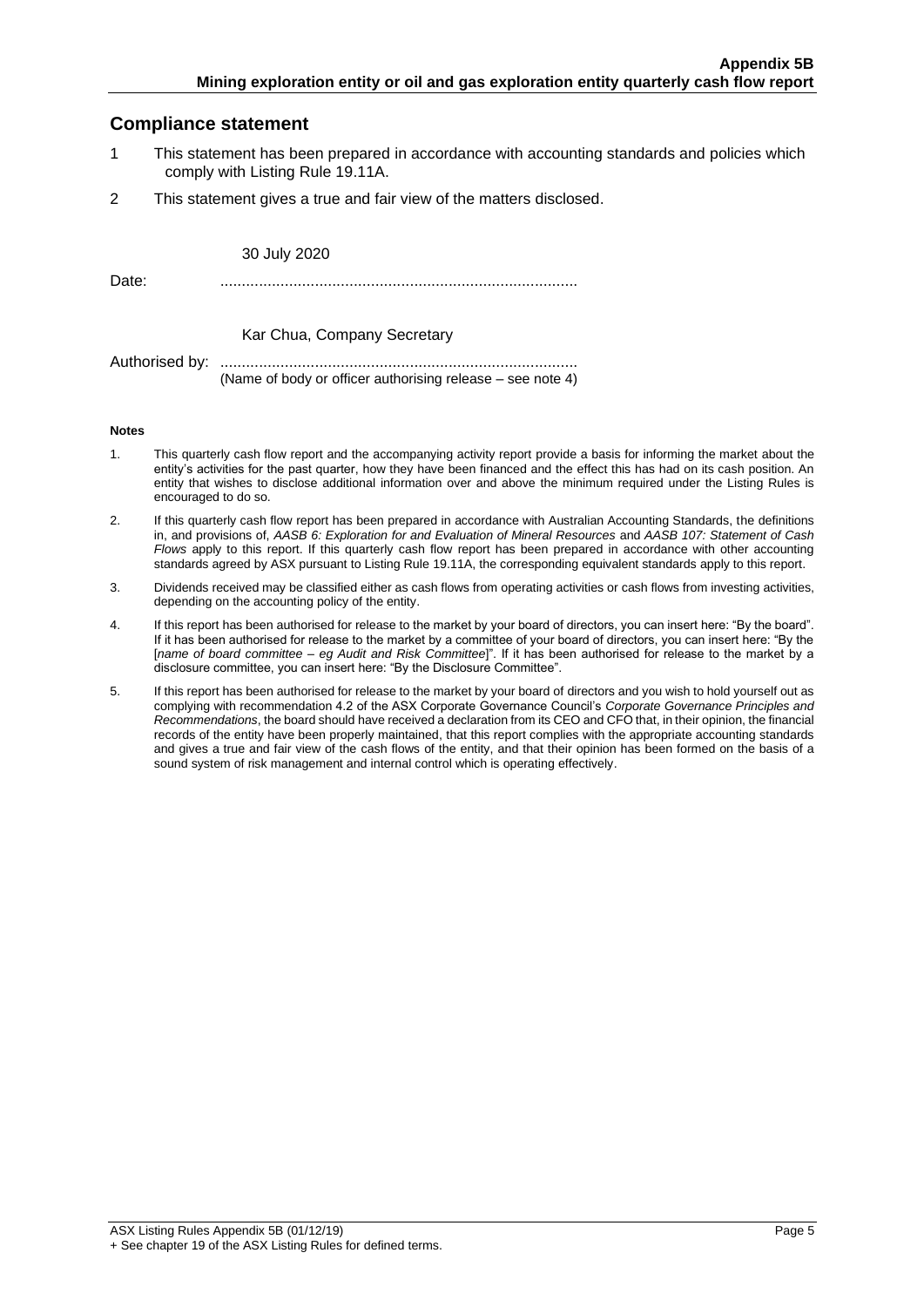## Compliance statement

1 This statement has been prepared in accordance with accounting standards and policies which comply with Listing Rule 19.11A.

2 This statement gives a true and fair view of the matters disclosed.

Date: 30 July 2020

Authorised by: Kar Chua, Company Secretary
(Name of body or officer authorising release – see note 4)

**Notes**

1. This quarterly cash flow report and the accompanying activity report provide a basis for informing the market about the entity's activities for the past quarter, how they have been financed and the effect this has had on its cash position. An entity that wishes to disclose additional information over and above the minimum required under the Listing Rules is encouraged to do so.
2. If this quarterly cash flow report has been prepared in accordance with Australian Accounting Standards, the definitions in, and provisions of, *AASB 6: Exploration for and Evaluation of Mineral Resources* and *AASB 107: Statement of Cash Flows* apply to this report. If this quarterly cash flow report has been prepared in accordance with other accounting standards agreed by ASX pursuant to Listing Rule 19.11A, the corresponding equivalent standards apply to this report.
3. Dividends received may be classified either as cash flows from operating activities or cash flows from investing activities, depending on the accounting policy of the entity.
4. If this report has been authorised for release to the market by your board of directors, you can insert here: "By the board". If it has been authorised for release to the market by a committee of your board of directors, you can insert here: "By the [*name of board committee – eg Audit and Risk Committee*]". If it has been authorised for release to the market by a disclosure committee, you can insert here: "By the Disclosure Committee".
5. If this report has been authorised for release to the market by your board of directors and you wish to hold yourself out as complying with recommendation 4.2 of the ASX Corporate Governance Council's *Corporate Governance Principles and Recommendations*, the board should have received a declaration from its CEO and CFO that, in their opinion, the financial records of the entity have been properly maintained, that this report complies with the appropriate accounting standards and gives a true and fair view of the cash flows of the entity, and that their opinion has been formed on the basis of a sound system of risk management and internal control which is operating effectively.